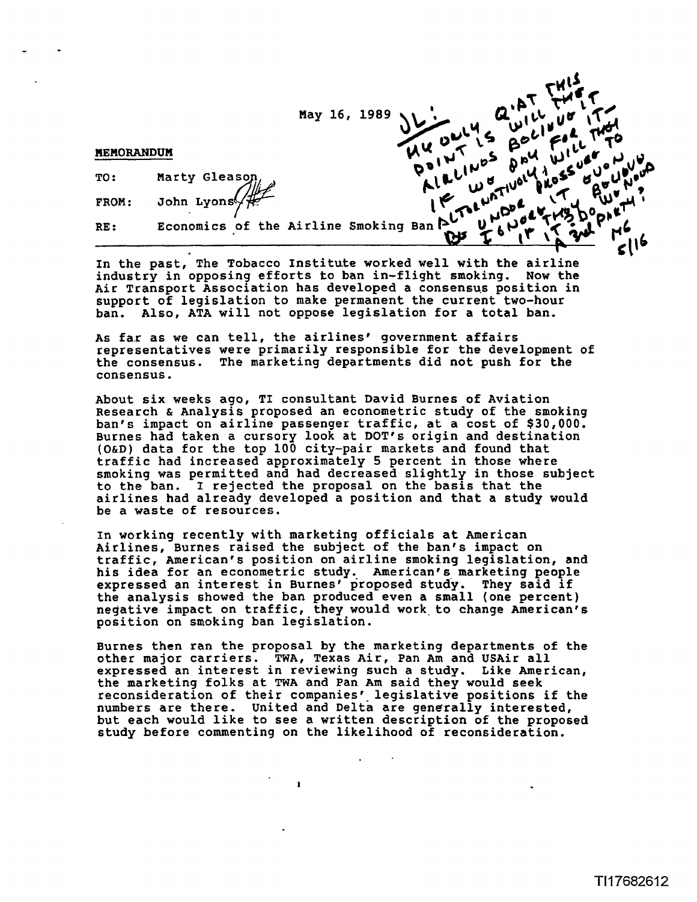May 16, 1989

*[Handwritten annotation: JL: My only Q at this point is will they believe it — for airlines pay will pressure to ... if we unilaterally ... alternatively undo it ... be ignored if it's a 3rd party? MG 5/16]*

**MEMORANDUM**

TO: Marty Gleason

FROM: John Lyons

RE: Economics of the Airline Smoking Ban

---

In the past, The Tobacco Institute worked well with the airline industry in opposing efforts to ban in-flight smoking. Now the Air Transport Association has developed a consensus position in support of legislation to make permanent the current two-hour ban. Also, ATA will not oppose legislation for a total ban.

As far as we can tell, the airlines' government affairs representatives were primarily responsible for the development of the consensus. The marketing departments did not push for the consensus.

About six weeks ago, TI consultant David Burnes of Aviation Research & Analysis proposed an econometric study of the smoking ban's impact on airline passenger traffic, at a cost of $30,000. Burnes had taken a cursory look at DOT's origin and destination (O&D) data for the top 100 city-pair markets and found that traffic had increased approximately 5 percent in those where smoking was permitted and had decreased slightly in those subject to the ban. I rejected the proposal on the basis that the airlines had already developed a position and that a study would be a waste of resources.

In working recently with marketing officials at American Airlines, Burnes raised the subject of the ban's impact on traffic, American's position on airline smoking legislation, and his idea for an econometric study. American's marketing people expressed an interest in Burnes' proposed study. They said if the analysis showed the ban produced even a small (one percent) negative impact on traffic, they would work to change American's position on smoking ban legislation.

Burnes then ran the proposal by the marketing departments of the other major carriers. TWA, Texas Air, Pan Am and USAir all expressed an interest in reviewing such a study. Like American, the marketing folks at TWA and Pan Am said they would seek reconsideration of their companies' legislative positions if the numbers are there. United and Delta are generally interested, but each would like to see a written description of the proposed study before commenting on the likelihood of reconsideration.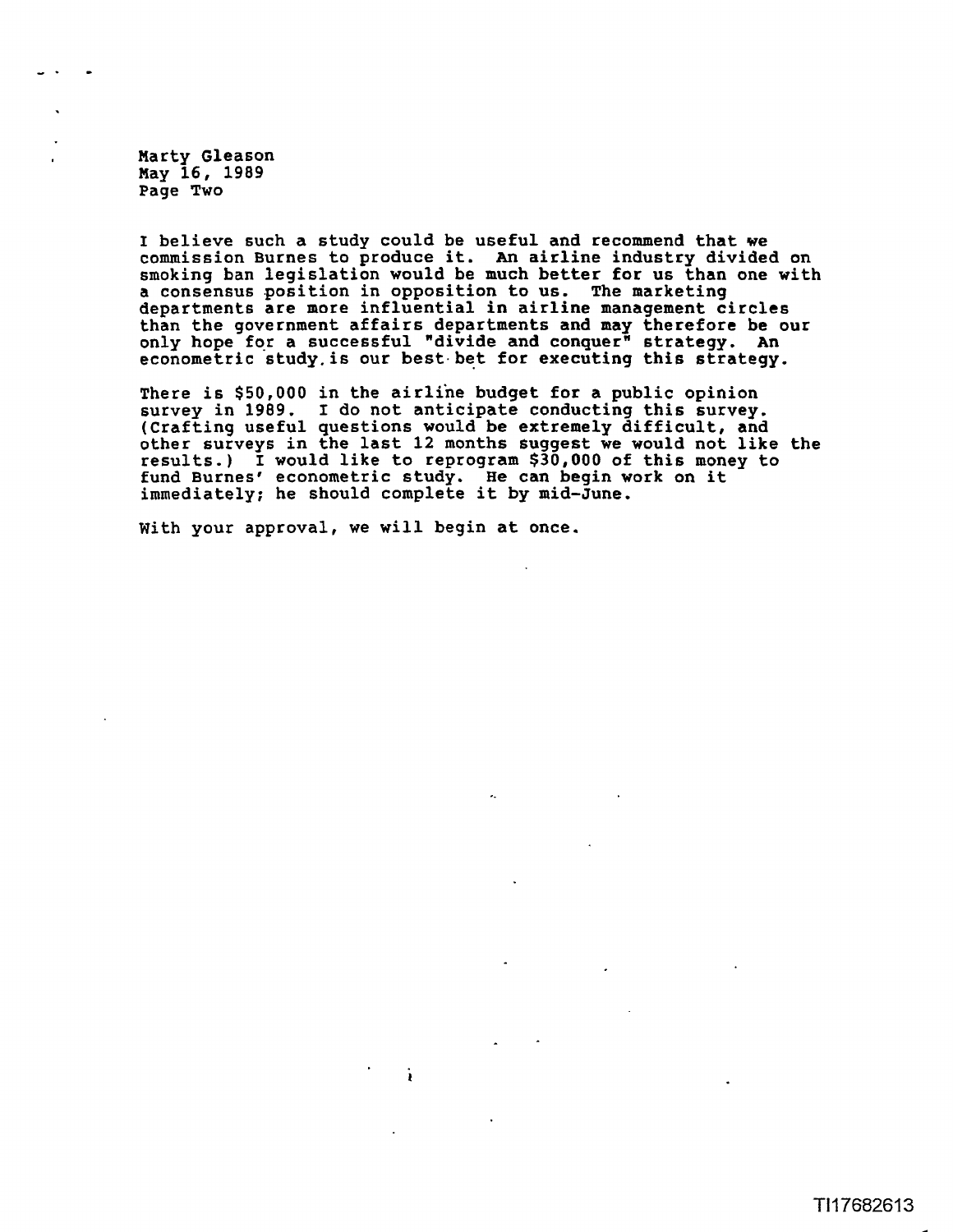I believe such a study could be useful and recommend that we commission Burnes to produce it. An airline industry divided on smoking ban legislation would be much better for us than one with a consensus position in opposition to us. The marketing departments are more influential in airline management circles than the government affairs departments and may therefore be our only hope for a successful "divide and conquer" strategy. An econometric study is our best bet for executing this strategy.

There is $50,000 in the airline budget for a public opinion survey in 1989. I do not anticipate conducting this survey. (Crafting useful questions would be extremely difficult, and other surveys in the last 12 months suggest we would not like the results.) I would like to reprogram $30,000 of this money to fund Burnes' econometric study. He can begin work on it immediately; he should complete it by mid-June.

With your approval, we will begin at once.

TI17682613